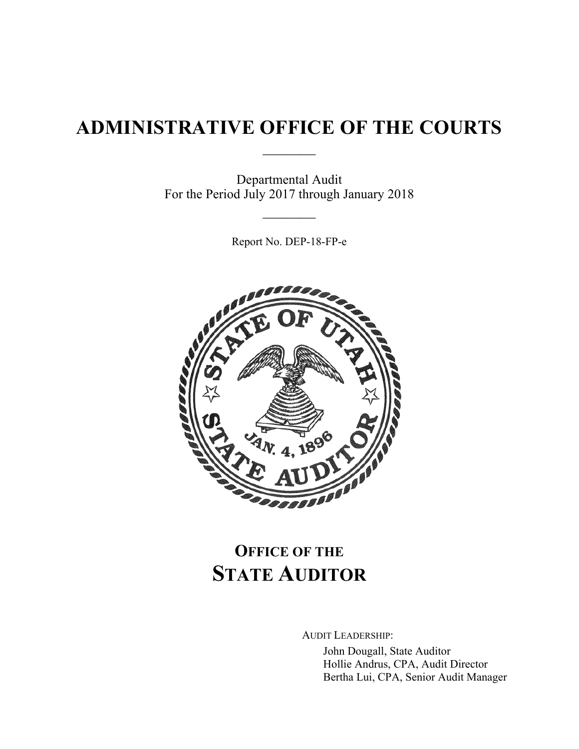# ADMINISTRATIVE OFFICE OF THE COURTS

Departmental Audit
For the Period July 2017 through January 2018

Report No. DEP-18-FP-e

## OFFICE OF THE STATE AUDITOR

AUDIT LEADERSHIP:

John Dougall, State Auditor
Hollie Andrus, CPA, Audit Director
Bertha Lui, CPA, Senior Audit Manager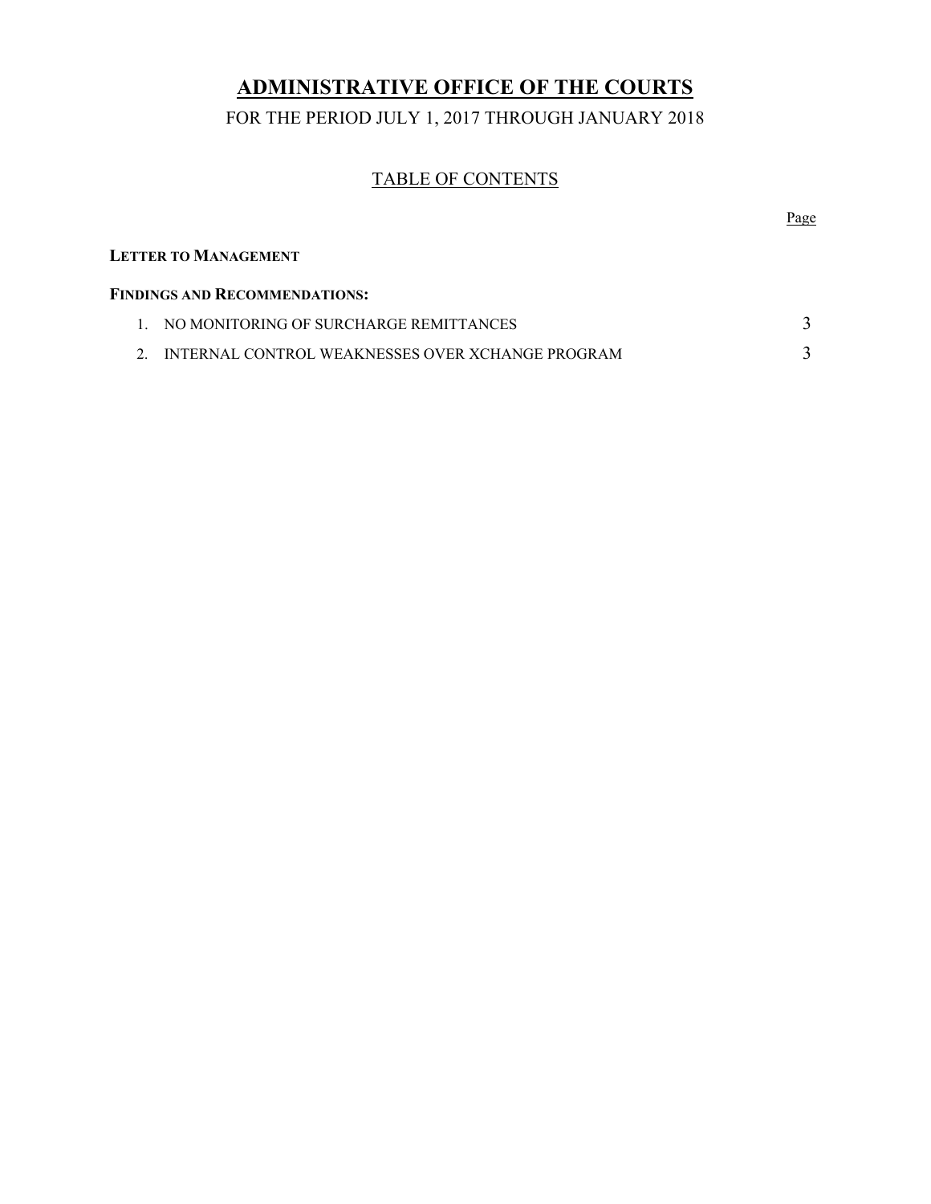# ADMINISTRATIVE OFFICE OF THE COURTS

FOR THE PERIOD JULY 1, 2017 THROUGH JANUARY 2018

## TABLE OF CONTENTS

| | Page |
|---|---|
| **LETTER TO MANAGEMENT** | |
| **FINDINGS AND RECOMMENDATIONS:** | |
| 1. NO MONITORING OF SURCHARGE REMITTANCES | 3 |
| 2. INTERNAL CONTROL WEAKNESSES OVER XCHANGE PROGRAM | 3 |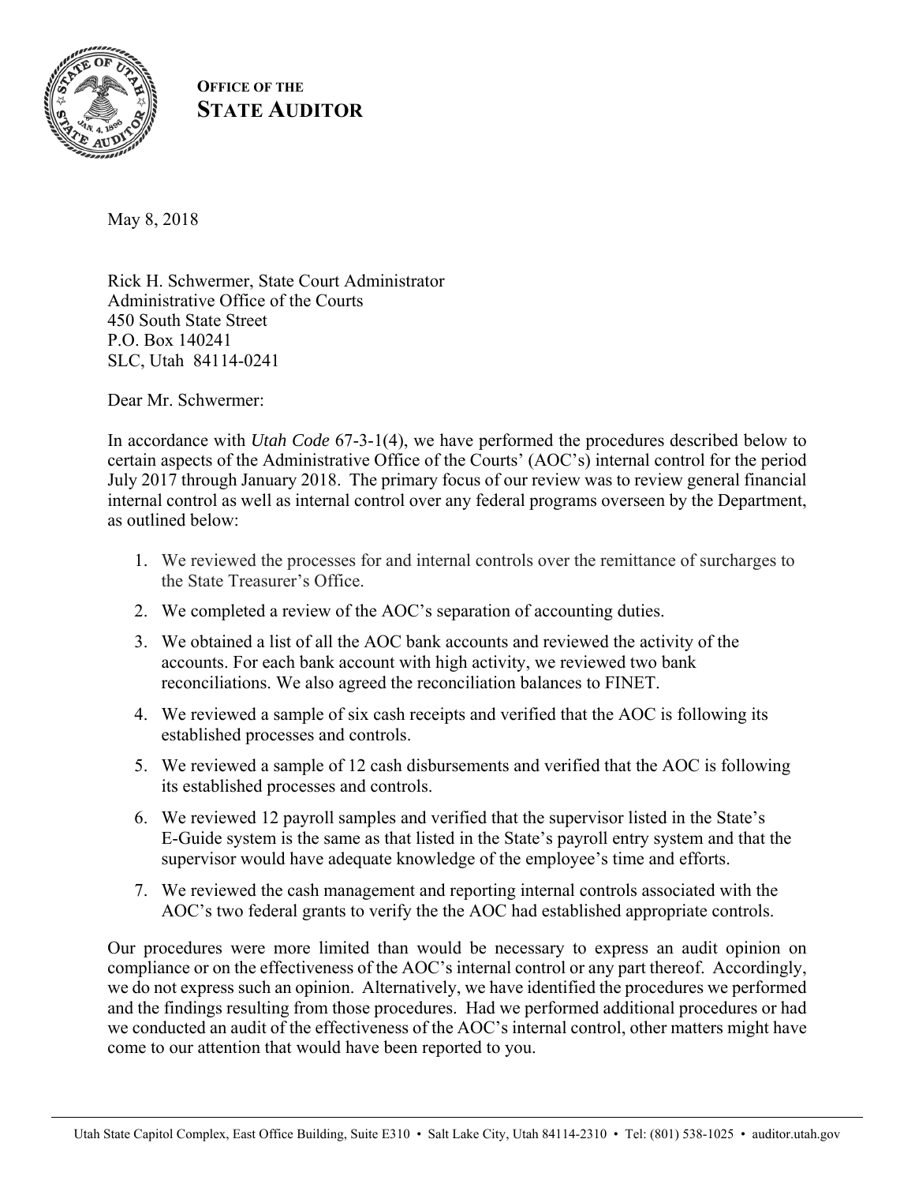**OFFICE OF THE STATE AUDITOR**

May 8, 2018

Rick H. Schwermer, State Court Administrator
Administrative Office of the Courts
450 South State Street
P.O. Box 140241
SLC, Utah 84114-0241

Dear Mr. Schwermer:

In accordance with *Utah Code* 67-3-1(4), we have performed the procedures described below to certain aspects of the Administrative Office of the Courts' (AOC's) internal control for the period July 2017 through January 2018. The primary focus of our review was to review general financial internal control as well as internal control over any federal programs overseen by the Department, as outlined below:

1. We reviewed the processes for and internal controls over the remittance of surcharges to the State Treasurer's Office.
2. We completed a review of the AOC's separation of accounting duties.
3. We obtained a list of all the AOC bank accounts and reviewed the activity of the accounts. For each bank account with high activity, we reviewed two bank reconciliations. We also agreed the reconciliation balances to FINET.
4. We reviewed a sample of six cash receipts and verified that the AOC is following its established processes and controls.
5. We reviewed a sample of 12 cash disbursements and verified that the AOC is following its established processes and controls.
6. We reviewed 12 payroll samples and verified that the supervisor listed in the State's E-Guide system is the same as that listed in the State's payroll entry system and that the supervisor would have adequate knowledge of the employee's time and efforts.
7. We reviewed the cash management and reporting internal controls associated with the AOC's two federal grants to verify the the AOC had established appropriate controls.

Our procedures were more limited than would be necessary to express an audit opinion on compliance or on the effectiveness of the AOC's internal control or any part thereof. Accordingly, we do not express such an opinion. Alternatively, we have identified the procedures we performed and the findings resulting from those procedures. Had we performed additional procedures or had we conducted an audit of the effectiveness of the AOC's internal control, other matters might have come to our attention that would have been reported to you.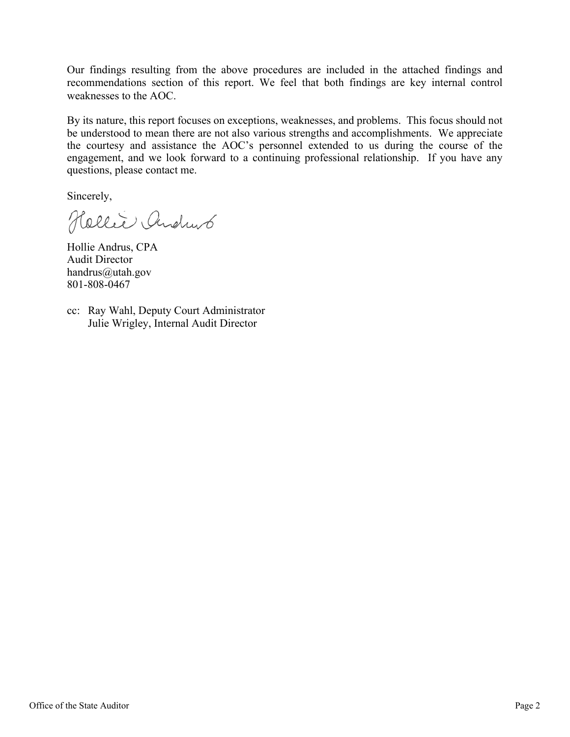Our findings resulting from the above procedures are included in the attached findings and recommendations section of this report. We feel that both findings are key internal control weaknesses to the AOC.

By its nature, this report focuses on exceptions, weaknesses, and problems. This focus should not be understood to mean there are not also various strengths and accomplishments. We appreciate the courtesy and assistance the AOC's personnel extended to us during the course of the engagement, and we look forward to a continuing professional relationship. If you have any questions, please contact me.

Sincerely,

Hollie Andrus, CPA
Audit Director
handrus@utah.gov
801-808-0467

cc: Ray Wahl, Deputy Court Administrator
Julie Wrigley, Internal Audit Director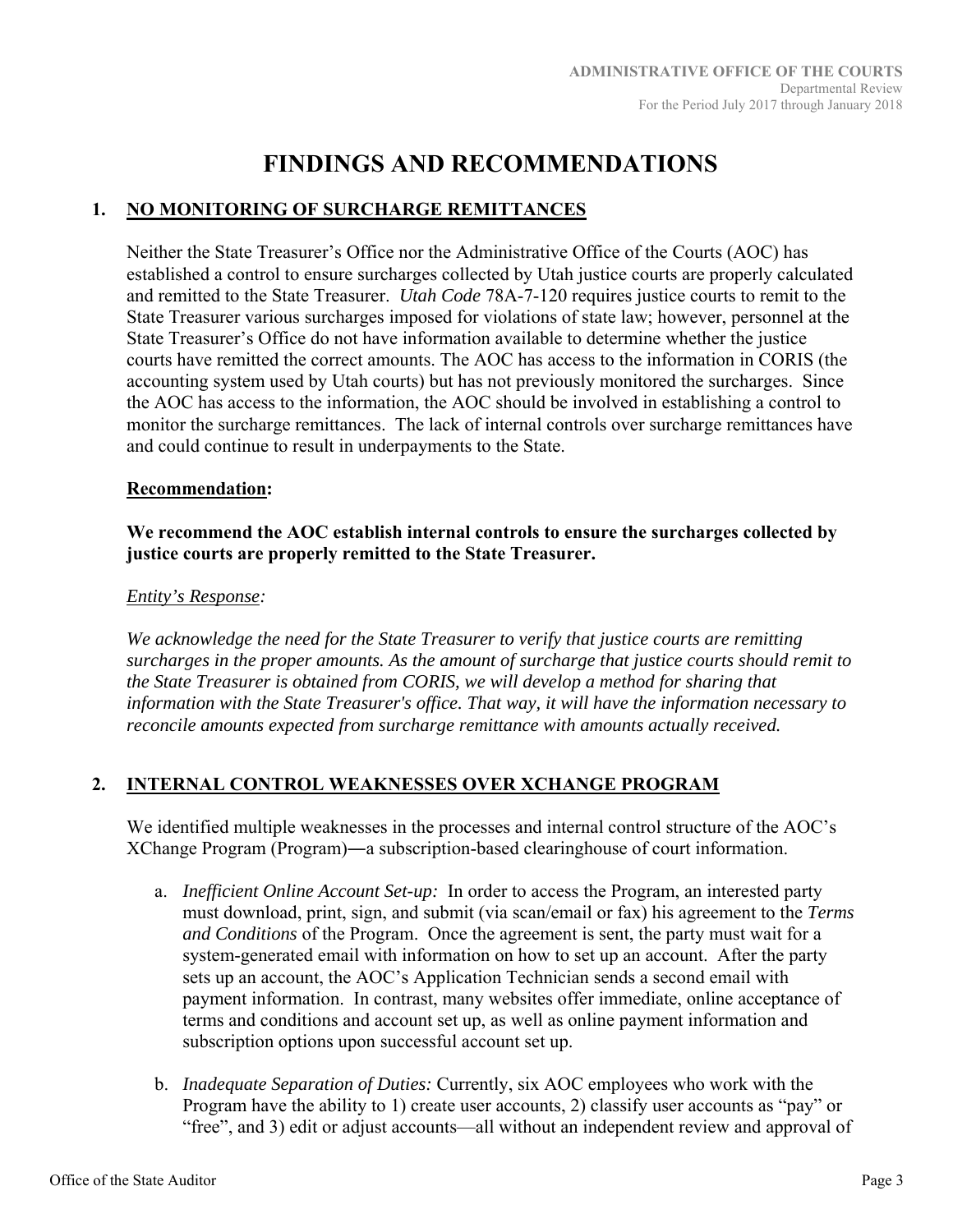# FINDINGS AND RECOMMENDATIONS

## 1. NO MONITORING OF SURCHARGE REMITTANCES

Neither the State Treasurer's Office nor the Administrative Office of the Courts (AOC) has established a control to ensure surcharges collected by Utah justice courts are properly calculated and remitted to the State Treasurer. *Utah Code* 78A-7-120 requires justice courts to remit to the State Treasurer various surcharges imposed for violations of state law; however, personnel at the State Treasurer's Office do not have information available to determine whether the justice courts have remitted the correct amounts. The AOC has access to the information in CORIS (the accounting system used by Utah courts) but has not previously monitored the surcharges. Since the AOC has access to the information, the AOC should be involved in establishing a control to monitor the surcharge remittances. The lack of internal controls over surcharge remittances have and could continue to result in underpayments to the State.

**Recommendation:**

**We recommend the AOC establish internal controls to ensure the surcharges collected by justice courts are properly remitted to the State Treasurer.**

*Entity's Response:*

*We acknowledge the need for the State Treasurer to verify that justice courts are remitting surcharges in the proper amounts. As the amount of surcharge that justice courts should remit to the State Treasurer is obtained from CORIS, we will develop a method for sharing that information with the State Treasurer's office. That way, it will have the information necessary to reconcile amounts expected from surcharge remittance with amounts actually received.*

## 2. INTERNAL CONTROL WEAKNESSES OVER XCHANGE PROGRAM

We identified multiple weaknesses in the processes and internal control structure of the AOC's XChange Program (Program)―a subscription-based clearinghouse of court information.

a. *Inefficient Online Account Set-up:* In order to access the Program, an interested party must download, print, sign, and submit (via scan/email or fax) his agreement to the *Terms and Conditions* of the Program. Once the agreement is sent, the party must wait for a system-generated email with information on how to set up an account. After the party sets up an account, the AOC's Application Technician sends a second email with payment information. In contrast, many websites offer immediate, online acceptance of terms and conditions and account set up, as well as online payment information and subscription options upon successful account set up.

b. *Inadequate Separation of Duties:* Currently, six AOC employees who work with the Program have the ability to 1) create user accounts, 2) classify user accounts as "pay" or "free", and 3) edit or adjust accounts—all without an independent review and approval of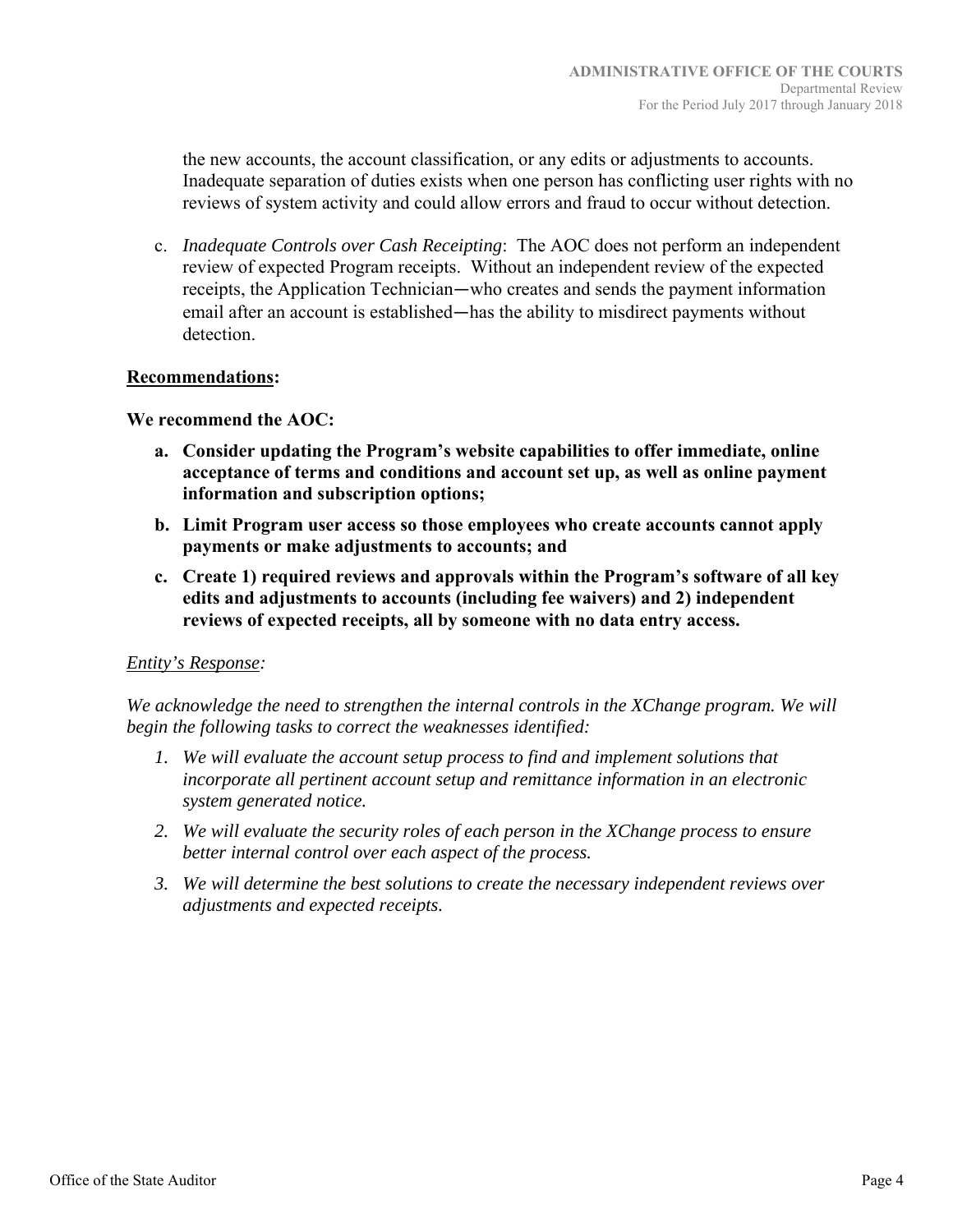the new accounts, the account classification, or any edits or adjustments to accounts. Inadequate separation of duties exists when one person has conflicting user rights with no reviews of system activity and could allow errors and fraud to occur without detection.

c. *Inadequate Controls over Cash Receipting*: The AOC does not perform an independent review of expected Program receipts. Without an independent review of the expected receipts, the Application Technician—who creates and sends the payment information email after an account is established—has the ability to misdirect payments without detection.

**Recommendations:**

**We recommend the AOC:**

a. **Consider updating the Program's website capabilities to offer immediate, online acceptance of terms and conditions and account set up, as well as online payment information and subscription options;**

b. **Limit Program user access so those employees who create accounts cannot apply payments or make adjustments to accounts; and**

c. **Create 1) required reviews and approvals within the Program's software of all key edits and adjustments to accounts (including fee waivers) and 2) independent reviews of expected receipts, all by someone with no data entry access.**

*Entity's Response:*

*We acknowledge the need to strengthen the internal controls in the XChange program. We will begin the following tasks to correct the weaknesses identified:*

1. *We will evaluate the account setup process to find and implement solutions that incorporate all pertinent account setup and remittance information in an electronic system generated notice.*
2. *We will evaluate the security roles of each person in the XChange process to ensure better internal control over each aspect of the process.*
3. *We will determine the best solutions to create the necessary independent reviews over adjustments and expected receipts.*